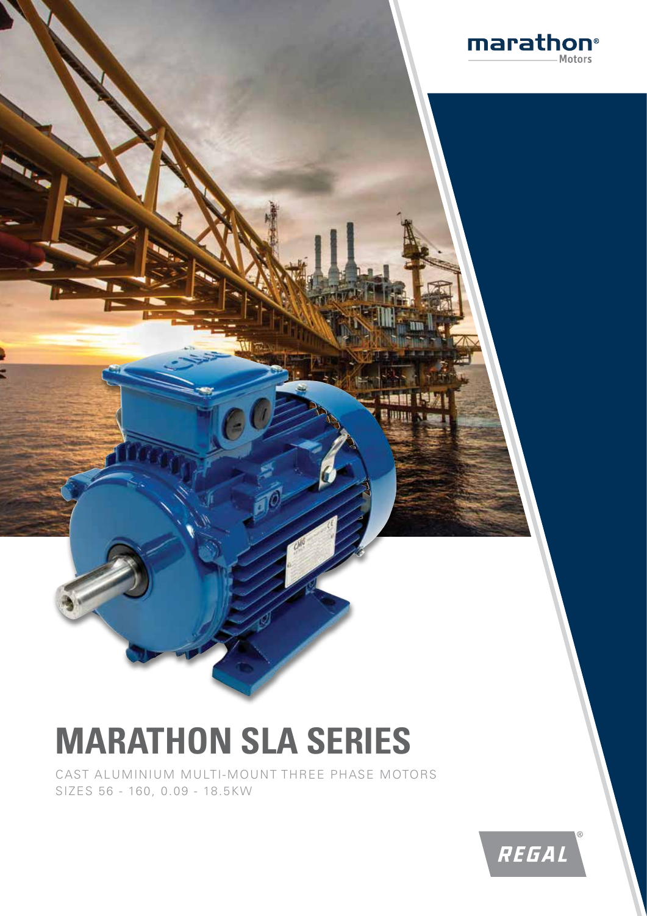marathon® Motors

# MARATHON SLA SERIES

CAST ALUMINIUM MULTI-MOUNT THREE PHASE MOTORS
SIZES 56 - 160, 0.09 - 18.5KW

REGAL®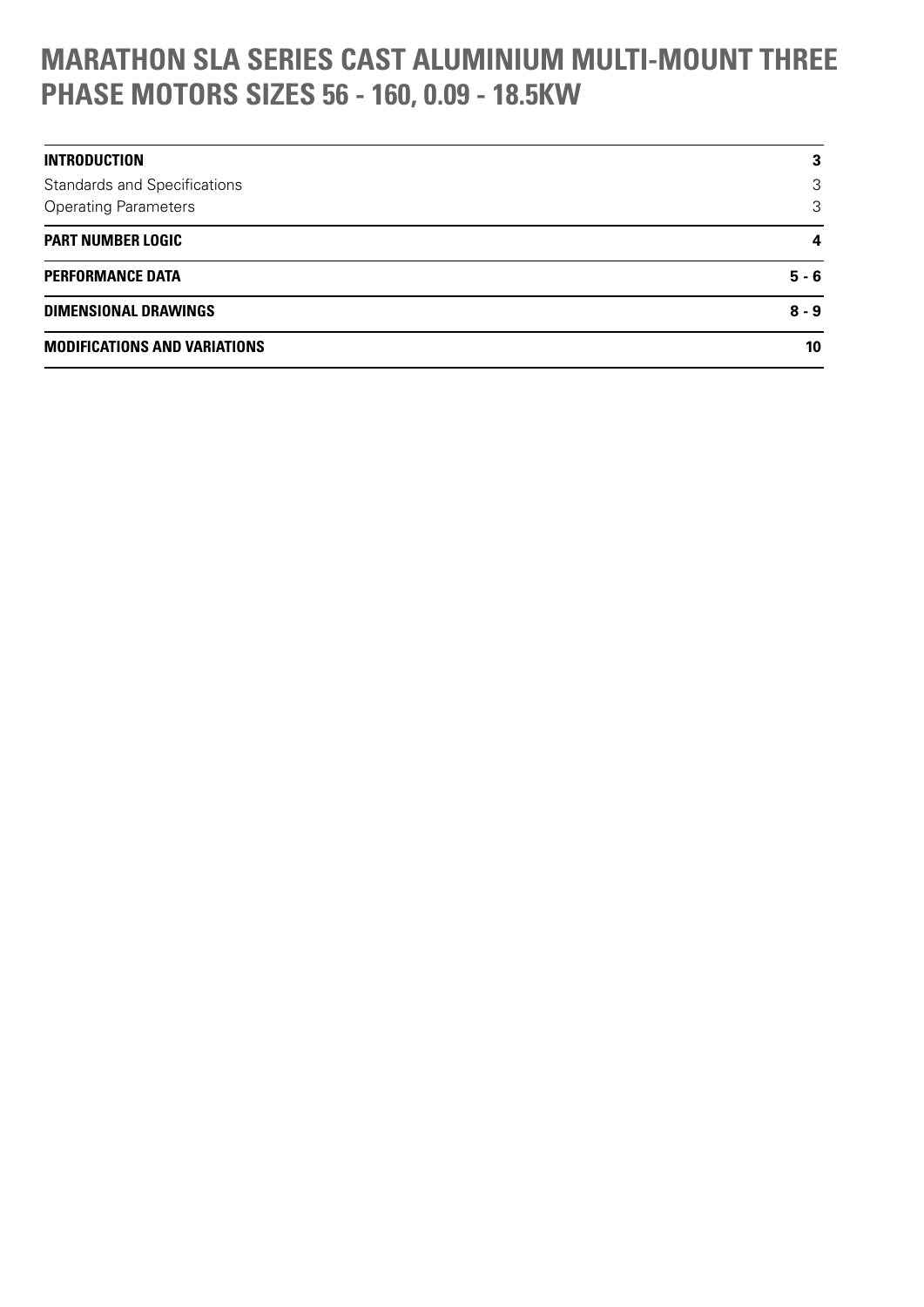# MARATHON SLA SERIES CAST ALUMINIUM MULTI-MOUNT THREE PHASE MOTORS SIZES 56 - 160, 0.09 - 18.5KW

| | |
|---|---|
| **INTRODUCTION** | **3** |
| Standards and Specifications | 3 |
| Operating Parameters | 3 |
| **PART NUMBER LOGIC** | **4** |
| **PERFORMANCE DATA** | **5 - 6** |
| **DIMENSIONAL DRAWINGS** | **8 - 9** |
| **MODIFICATIONS AND VARIATIONS** | **10** |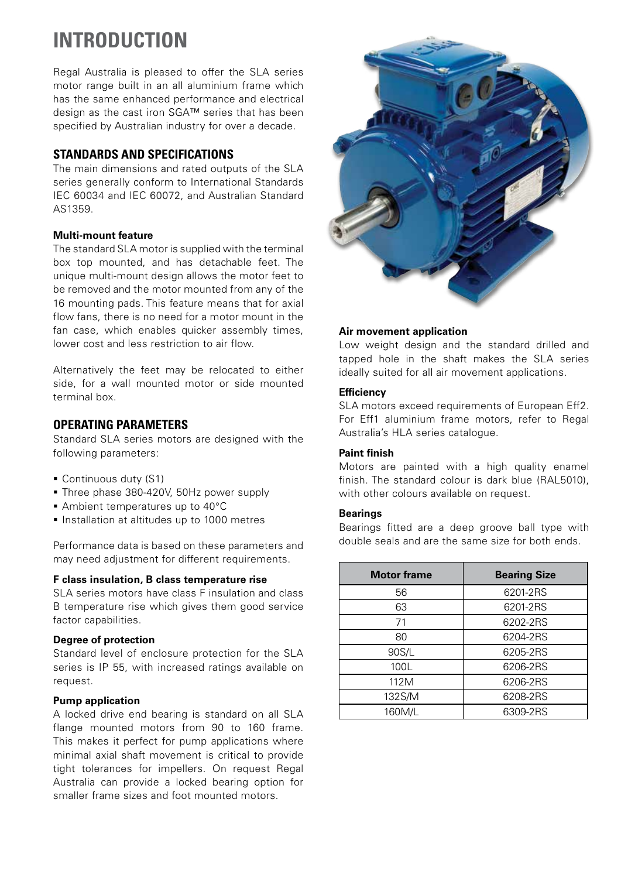# INTRODUCTION

Regal Australia is pleased to offer the SLA series motor range built in an all aluminium frame which has the same enhanced performance and electrical design as the cast iron SGA™ series that has been specified by Australian industry for over a decade.

## STANDARDS AND SPECIFICATIONS

The main dimensions and rated outputs of the SLA series generally conform to International Standards IEC 60034 and IEC 60072, and Australian Standard AS1359.

**Multi-mount feature**

The standard SLA motor is supplied with the terminal box top mounted, and has detachable feet. The unique multi-mount design allows the motor feet to be removed and the motor mounted from any of the 16 mounting pads. This feature means that for axial flow fans, there is no need for a motor mount in the fan case, which enables quicker assembly times, lower cost and less restriction to air flow.

Alternatively the feet may be relocated to either side, for a wall mounted motor or side mounted terminal box.

## OPERATING PARAMETERS

Standard SLA series motors are designed with the following parameters:

- Continuous duty (S1)
- Three phase 380-420V, 50Hz power supply
- Ambient temperatures up to 40°C
- Installation at altitudes up to 1000 metres

Performance data is based on these parameters and may need adjustment for different requirements.

**F class insulation, B class temperature rise**

SLA series motors have class F insulation and class B temperature rise which gives them good service factor capabilities.

**Degree of protection**

Standard level of enclosure protection for the SLA series is IP 55, with increased ratings available on request.

**Pump application**

A locked drive end bearing is standard on all SLA flange mounted motors from 90 to 160 frame. This makes it perfect for pump applications where minimal axial shaft movement is critical to provide tight tolerances for impellers. On request Regal Australia can provide a locked bearing option for smaller frame sizes and foot mounted motors.

**Air movement application**

Low weight design and the standard drilled and tapped hole in the shaft makes the SLA series ideally suited for all air movement applications.

**Efficiency**

SLA motors exceed requirements of European Eff2. For Eff1 aluminium frame motors, refer to Regal Australia's HLA series catalogue.

**Paint finish**

Motors are painted with a high quality enamel finish. The standard colour is dark blue (RAL5010), with other colours available on request.

**Bearings**

Bearings fitted are a deep groove ball type with double seals and are the same size for both ends.

| Motor frame | Bearing Size |
|---|---|
| 56 | 6201-2RS |
| 63 | 6201-2RS |
| 71 | 6202-2RS |
| 80 | 6204-2RS |
| 90S/L | 6205-2RS |
| 100L | 6206-2RS |
| 112M | 6206-2RS |
| 132S/M | 6208-2RS |
| 160M/L | 6309-2RS |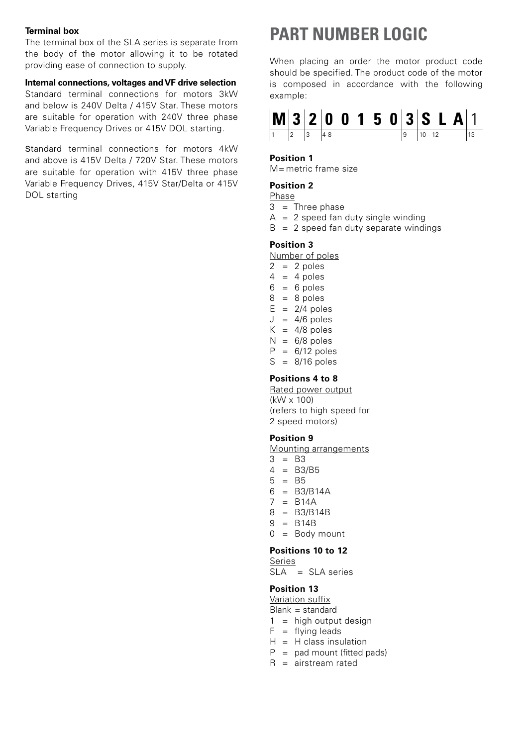**Terminal box**

The terminal box of the SLA series is separate from the body of the motor allowing it to be rotated providing ease of connection to supply.

**Internal connections, voltages and VF drive selection**

Standard terminal connections for motors 3kW and below is 240V Delta / 415V Star. These motors are suitable for operation with 240V three phase Variable Frequency Drives or 415V DOL starting.

Standard terminal connections for motors 4kW and above is 415V Delta / 720V Star. These motors are suitable for operation with 415V three phase Variable Frequency Drives, 415V Star/Delta or 415V DOL starting

# PART NUMBER LOGIC

When placing an order the motor product code should be specified. The product code of the motor is composed in accordance with the following example:

| M | 3 | 2 | 0 0 1 5 0 | 3 | S L A | 1 |
|---|---|---|---|---|---|---|
| 1 | 2 | 3 | 4-8 | 9 | 10 - 12 | 13 |

**Position 1**

M = metric frame size

**Position 2**

Phase

- 3 = Three phase
- A = 2 speed fan duty single winding
- B = 2 speed fan duty separate windings

**Position 3**

Number of poles

- 2 = 2 poles
- 4 = 4 poles
- 6 = 6 poles
- 8 = 8 poles
- E = 2/4 poles
- J = 4/6 poles
- K = 4/8 poles
- N = 6/8 poles
- P = 6/12 poles
- S = 8/16 poles

**Positions 4 to 8**

Rated power output
(kW x 100)
(refers to high speed for 2 speed motors)

**Position 9**

Mounting arrangements

- 3 = B3
- 4 = B3/B5
- 5 = B5
- 6 = B3/B14A
- 7 = B14A
- 8 = B3/B14B
- 9 = B14B
- 0 = Body mount

**Positions 10 to 12**

Series

SLA = SLA series

**Position 13**

Variation suffix

Blank = standard

- 1 = high output design
- F = flying leads
- H = H class insulation
- P = pad mount (fitted pads)
- R = airstream rated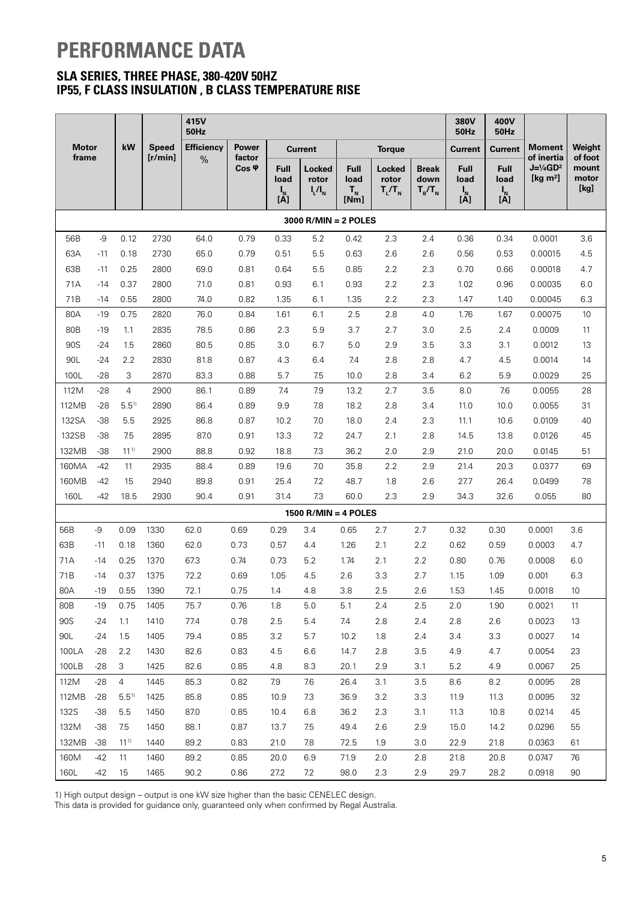# PERFORMANCE DATA

## SLA SERIES, THREE PHASE, 380-420V 50HZ
## IP55, F CLASS INSULATION , B CLASS TEMPERATURE RISE

| Motor frame | | kW | Speed [r/min] | 415V 50Hz Efficiency % | Power factor Cos φ | Current | | Torque | | | 380V 50Hz Current | 400V 50Hz Current | Moment of inertia $J=\frac{1}{4}GD^2$ [kg m²] | Weight of foot mount motor [kg] |
|---|---|---|---|---|---|---|---|---|---|---|---|---|---|---|
| | | | | | | Full load $I_N$ [A] | Locked rotor $I_L/I_N$ | Full load $T_N$ [Nm] | Locked rotor $T_L/T_N$ | Break down $T_B/T_N$ | Full load $I_N$ [A] | Full load $I_N$ [A] | | |
| **3000 R/MIN = 2 POLES** | | | | | | | | | | | | | | |
| 56B | -9 | 0.12 | 2730 | 64.0 | 0.79 | 0.33 | 5.2 | 0.42 | 2.3 | 2.4 | 0.36 | 0.34 | 0.0001 | 3.6 |
| 63A | -11 | 0.18 | 2730 | 65.0 | 0.79 | 0.51 | 5.5 | 0.63 | 2.6 | 2.6 | 0.56 | 0.53 | 0.00015 | 4.5 |
| 63B | -11 | 0.25 | 2800 | 69.0 | 0.81 | 0.64 | 5.5 | 0.85 | 2.2 | 2.3 | 0.70 | 0.66 | 0.00018 | 4.7 |
| 71A | -14 | 0.37 | 2800 | 71.0 | 0.81 | 0.93 | 6.1 | 0.93 | 2.2 | 2.3 | 1.02 | 0.96 | 0.00035 | 6.0 |
| 71B | -14 | 0.55 | 2800 | 74.0 | 0.82 | 1.35 | 6.1 | 1.35 | 2.2 | 2.3 | 1.47 | 1.40 | 0.00045 | 6.3 |
| 80A | -19 | 0.75 | 2820 | 76.0 | 0.84 | 1.61 | 6.1 | 2.5 | 2.8 | 4.0 | 1.76 | 1.67 | 0.00075 | 10 |
| 80B | -19 | 1.1 | 2835 | 78.5 | 0.86 | 2.3 | 5.9 | 3.7 | 2.7 | 3.0 | 2.5 | 2.4 | 0.0009 | 11 |
| 90S | -24 | 1.5 | 2860 | 80.5 | 0.85 | 3.0 | 6.7 | 5.0 | 2.9 | 3.5 | 3.3 | 3.1 | 0.0012 | 13 |
| 90L | -24 | 2.2 | 2830 | 81.8 | 0.87 | 4.3 | 6.4 | 7.4 | 2.8 | 2.8 | 4.7 | 4.5 | 0.0014 | 14 |
| 100L | -28 | 3 | 2870 | 83.3 | 0.88 | 5.7 | 7.5 | 10.0 | 2.8 | 3.4 | 6.2 | 5.9 | 0.0029 | 25 |
| 112M | -28 | 4 | 2900 | 86.1 | 0.89 | 7.4 | 7.9 | 13.2 | 2.7 | 3.5 | 8.0 | 7.6 | 0.0055 | 28 |
| 112MB | -28 | 5.5[1] | 2890 | 86.4 | 0.89 | 9.9 | 7.8 | 18.2 | 2.8 | 3.4 | 11.0 | 10.0 | 0.0055 | 31 |
| 132SA | -38 | 5.5 | 2925 | 86.8 | 0.87 | 10.2 | 7.0 | 18.0 | 2.4 | 2.3 | 11.1 | 10.6 | 0.0109 | 40 |
| 132SB | -38 | 7.5 | 2895 | 87.0 | 0.91 | 13.3 | 7.2 | 24.7 | 2.1 | 2.8 | 14.5 | 13.8 | 0.0126 | 45 |
| 132MB | -38 | 11[1] | 2900 | 88.8 | 0.92 | 18.8 | 7.3 | 36.2 | 2.0 | 2.9 | 21.0 | 20.0 | 0.0145 | 51 |
| 160MA | -42 | 11 | 2935 | 88.4 | 0.89 | 19.6 | 7.0 | 35.8 | 2.2 | 2.9 | 21.4 | 20.3 | 0.0377 | 69 |
| 160MB | -42 | 15 | 2940 | 89.8 | 0.91 | 25.4 | 7.2 | 48.7 | 1.8 | 2.6 | 27.7 | 26.4 | 0.0499 | 78 |
| 160L | -42 | 18.5 | 2930 | 90.4 | 0.91 | 31.4 | 7.3 | 60.0 | 2.3 | 2.9 | 34.3 | 32.6 | 0.055 | 80 |
| **1500 R/MIN = 4 POLES** | | | | | | | | | | | | | | |
| 56B | -9 | 0.09 | 1330 | 62.0 | 0.69 | 0.29 | 3.4 | 0.65 | 2.7 | 2.7 | 0.32 | 0.30 | 0.0001 | 3.6 |
| 63B | -11 | 0.18 | 1360 | 62.0 | 0.73 | 0.57 | 4.4 | 1.26 | 2.1 | 2.2 | 0.62 | 0.59 | 0.0003 | 4.7 |
| 71A | -14 | 0.25 | 1370 | 67.3 | 0.74 | 0.73 | 5.2 | 1.74 | 2.1 | 2.2 | 0.80 | 0.76 | 0.0008 | 6.0 |
| 71B | -14 | 0.37 | 1375 | 72.2 | 0.69 | 1.05 | 4.5 | 2.6 | 3.3 | 2.7 | 1.15 | 1.09 | 0.001 | 6.3 |
| 80A | -19 | 0.55 | 1390 | 72.1 | 0.75 | 1.4 | 4.8 | 3.8 | 2.5 | 2.6 | 1.53 | 1.45 | 0.0018 | 10 |
| 80B | -19 | 0.75 | 1405 | 75.7 | 0.76 | 1.8 | 5.0 | 5.1 | 2.4 | 2.5 | 2.0 | 1.90 | 0.0021 | 11 |
| 90S | -24 | 1.1 | 1410 | 77.4 | 0.78 | 2.5 | 5.4 | 7.4 | 2.8 | 2.4 | 2.8 | 2.6 | 0.0023 | 13 |
| 90L | -24 | 1.5 | 1405 | 79.4 | 0.85 | 3.2 | 5.7 | 10.2 | 1.8 | 2.4 | 3.4 | 3.3 | 0.0027 | 14 |
| 100LA | -28 | 2.2 | 1430 | 82.6 | 0.83 | 4.5 | 6.6 | 14.7 | 2.8 | 3.5 | 4.9 | 4.7 | 0.0054 | 23 |
| 100LB | -28 | 3 | 1425 | 82.6 | 0.85 | 4.8 | 8.3 | 20.1 | 2.9 | 3.1 | 5.2 | 4.9 | 0.0067 | 25 |
| 112M | -28 | 4 | 1445 | 85.3 | 0.82 | 7.9 | 7.6 | 26.4 | 3.1 | 3.5 | 8.6 | 8.2 | 0.0095 | 28 |
| 112MB | -28 | 5.5[1] | 1425 | 85.8 | 0.85 | 10.9 | 7.3 | 36.9 | 3.2 | 3.3 | 11.9 | 11.3 | 0.0095 | 32 |
| 132S | -38 | 5.5 | 1450 | 87.0 | 0.85 | 10.4 | 6.8 | 36.2 | 2.3 | 3.1 | 11.3 | 10.8 | 0.0214 | 45 |
| 132M | -38 | 7.5 | 1450 | 88.1 | 0.87 | 13.7 | 7.5 | 49.4 | 2.6 | 2.9 | 15.0 | 14.2 | 0.0296 | 55 |
| 132MB | -38 | 11[1] | 1440 | 89.2 | 0.83 | 21.0 | 7.8 | 72.5 | 1.9 | 3.0 | 22.9 | 21.8 | 0.0363 | 61 |
| 160M | -42 | 11 | 1460 | 89.2 | 0.85 | 20.0 | 6.9 | 71.9 | 2.0 | 2.8 | 21.8 | 20.8 | 0.0747 | 76 |
| 160L | -42 | 15 | 1465 | 90.2 | 0.86 | 27.2 | 7.2 | 98.0 | 2.3 | 2.9 | 29.7 | 28.2 | 0.0918 | 90 |

1) High output design – output is one kW size higher than the basic CENELEC design.

This data is provided for guidance only, guaranteed only when confirmed by Regal Australia.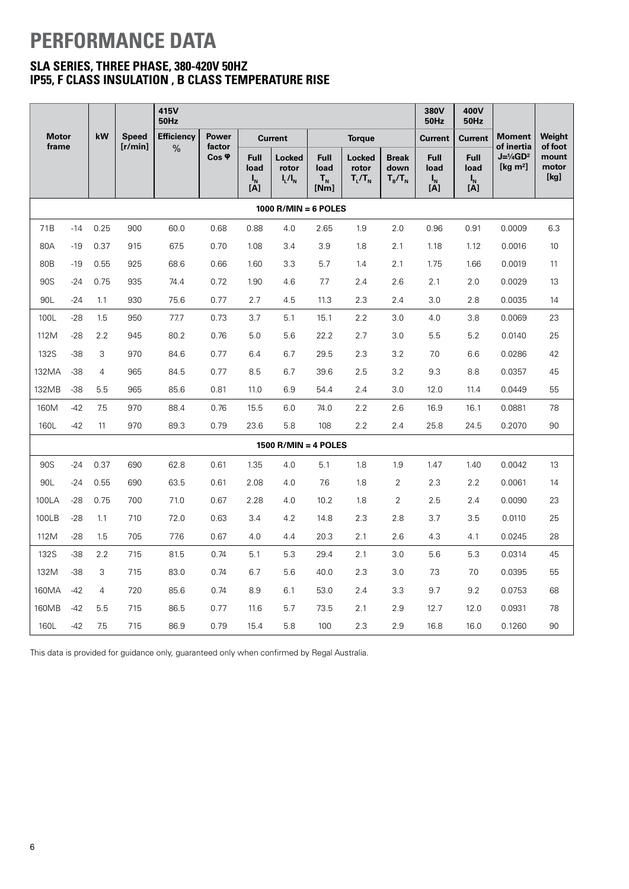# PERFORMANCE DATA

## SLA SERIES, THREE PHASE, 380-420V 50HZ
## IP55, F CLASS INSULATION , B CLASS TEMPERATURE RISE

| Motor frame | | kW | Speed [r/min] | 415V 50Hz Efficiency % | Power factor Cos φ | Current | | Torque | | | 380V 50Hz Current | 400V 50Hz Current | Moment of inertia $J=\frac{1}{4}GD^2$ [kg m²] | Weight of foot mount motor [kg] |
|---|---|---|---|---|---|---|---|---|---|---|---|---|---|---|
| | | | | | | Full load $I_N$ [A] | Locked rotor $I_L/I_N$ | Full load $T_N$ [Nm] | Locked rotor $T_L/T_N$ | Break down $T_B/T_N$ | Full load $I_N$ [A] | Full load $I_N$ [A] | | |
| **1000 R/MIN = 6 POLES** | | | | | | | | | | | | | | |
| 71B | -14 | 0.25 | 900 | 60.0 | 0.68 | 0.88 | 4.0 | 2.65 | 1.9 | 2.0 | 0.96 | 0.91 | 0.0009 | 6.3 |
| 80A | -19 | 0.37 | 915 | 67.5 | 0.70 | 1.08 | 3.4 | 3.9 | 1.8 | 2.1 | 1.18 | 1.12 | 0.0016 | 10 |
| 80B | -19 | 0.55 | 925 | 68.6 | 0.66 | 1.60 | 3.3 | 5.7 | 1.4 | 2.1 | 1.75 | 1.66 | 0.0019 | 11 |
| 90S | -24 | 0.75 | 935 | 74.4 | 0.72 | 1.90 | 4.6 | 7.7 | 2.4 | 2.6 | 2.1 | 2.0 | 0.0029 | 13 |
| 90L | -24 | 1.1 | 930 | 75.6 | 0.77 | 2.7 | 4.5 | 11.3 | 2.3 | 2.4 | 3.0 | 2.8 | 0.0035 | 14 |
| 100L | -28 | 1.5 | 950 | 77.7 | 0.73 | 3.7 | 5.1 | 15.1 | 2.2 | 3.0 | 4.0 | 3.8 | 0.0069 | 23 |
| 112M | -28 | 2.2 | 945 | 80.2 | 0.76 | 5.0 | 5.6 | 22.2 | 2.7 | 3.0 | 5.5 | 5.2 | 0.0140 | 25 |
| 132S | -38 | 3 | 970 | 84.6 | 0.77 | 6.4 | 6.7 | 29.5 | 2.3 | 3.2 | 7.0 | 6.6 | 0.0286 | 42 |
| 132MA | -38 | 4 | 965 | 84.5 | 0.77 | 8.5 | 6.7 | 39.6 | 2.5 | 3.2 | 9.3 | 8.8 | 0.0357 | 45 |
| 132MB | -38 | 5.5 | 965 | 85.6 | 0.81 | 11.0 | 6.9 | 54.4 | 2.4 | 3.0 | 12.0 | 11.4 | 0.0449 | 55 |
| 160M | -42 | 7.5 | 970 | 88.4 | 0.76 | 15.5 | 6.0 | 74.0 | 2.2 | 2.6 | 16.9 | 16.1 | 0.0881 | 78 |
| 160L | -42 | 11 | 970 | 89.3 | 0.79 | 23.6 | 5.8 | 108 | 2.2 | 2.4 | 25.8 | 24.5 | 0.2070 | 90 |
| **1500 R/MIN = 4 POLES** | | | | | | | | | | | | | | |
| 90S | -24 | 0.37 | 690 | 62.8 | 0.61 | 1.35 | 4.0 | 5.1 | 1.8 | 1.9 | 1.47 | 1.40 | 0.0042 | 13 |
| 90L | -24 | 0.55 | 690 | 63.5 | 0.61 | 2.08 | 4.0 | 7.6 | 1.8 | 2 | 2.3 | 2.2 | 0.0061 | 14 |
| 100LA | -28 | 0.75 | 700 | 71.0 | 0.67 | 2.28 | 4.0 | 10.2 | 1.8 | 2 | 2.5 | 2.4 | 0.0090 | 23 |
| 100LB | -28 | 1.1 | 710 | 72.0 | 0.63 | 3.4 | 4.2 | 14.8 | 2.3 | 2.8 | 3.7 | 3.5 | 0.0110 | 25 |
| 112M | -28 | 1.5 | 705 | 77.6 | 0.67 | 4.0 | 4.4 | 20.3 | 2.1 | 2.6 | 4.3 | 4.1 | 0.0245 | 28 |
| 132S | -38 | 2.2 | 715 | 81.5 | 0.74 | 5.1 | 5.3 | 29.4 | 2.1 | 3.0 | 5.6 | 5.3 | 0.0314 | 45 |
| 132M | -38 | 3 | 715 | 83.0 | 0.74 | 6.7 | 5.6 | 40.0 | 2.3 | 3.0 | 7.3 | 7.0 | 0.0395 | 55 |
| 160MA | -42 | 4 | 720 | 85.6 | 0.74 | 8.9 | 6.1 | 53.0 | 2.4 | 3.3 | 9.7 | 9.2 | 0.0753 | 68 |
| 160MB | -42 | 5.5 | 715 | 86.5 | 0.77 | 11.6 | 5.7 | 73.5 | 2.1 | 2.9 | 12.7 | 12.0 | 0.0931 | 78 |
| 160L | -42 | 7.5 | 715 | 86.9 | 0.79 | 15.4 | 5.8 | 100 | 2.3 | 2.9 | 16.8 | 16.0 | 0.1260 | 90 |

This data is provided for guidance only, guaranteed only when confirmed by Regal Australia.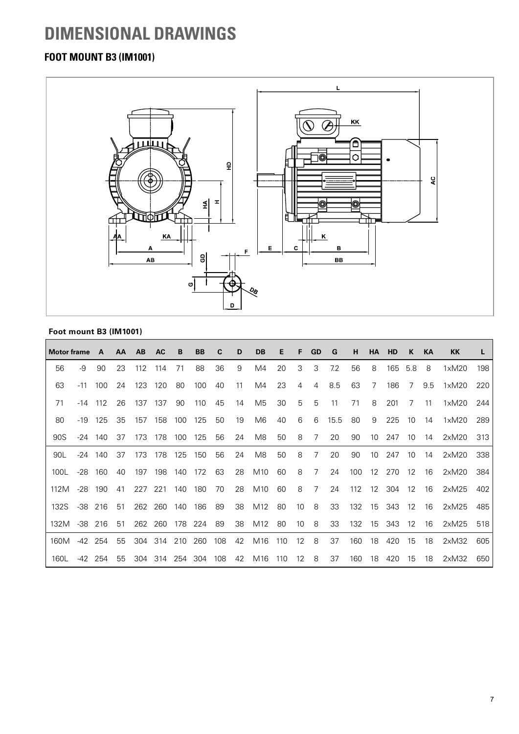# DIMENSIONAL DRAWINGS

## FOOT MOUNT B3 (IM1001)

**Foot mount B3 (IM1001)**

| Motor frame | | A | AA | AB | AC | B | BB | C | D | DB | E | F | GD | G | H | HA | HD | K | KA | KK | L |
|---|---|---|---|---|---|---|---|---|---|---|---|---|---|---|---|---|---|---|---|---|---|
| 56 | -9 | 90 | 23 | 112 | 114 | 71 | 88 | 36 | 9 | M4 | 20 | 3 | 3 | 7.2 | 56 | 8 | 165 | 5.8 | 8 | 1xM20 | 198 |
| 63 | -11 | 100 | 24 | 123 | 120 | 80 | 100 | 40 | 11 | M4 | 23 | 4 | 4 | 8.5 | 63 | 7 | 186 | 7 | 9.5 | 1xM20 | 220 |
| 71 | -14 | 112 | 26 | 137 | 137 | 90 | 110 | 45 | 14 | M5 | 30 | 5 | 5 | 11 | 71 | 8 | 201 | 7 | 11 | 1xM20 | 244 |
| 80 | -19 | 125 | 35 | 157 | 158 | 100 | 125 | 50 | 19 | M6 | 40 | 6 | 6 | 15.5 | 80 | 9 | 225 | 10 | 14 | 1xM20 | 289 |
| 90S | -24 | 140 | 37 | 173 | 178 | 100 | 125 | 56 | 24 | M8 | 50 | 8 | 7 | 20 | 90 | 10 | 247 | 10 | 14 | 2xM20 | 313 |
| 90L | -24 | 140 | 37 | 173 | 178 | 125 | 150 | 56 | 24 | M8 | 50 | 8 | 7 | 20 | 90 | 10 | 247 | 10 | 14 | 2xM20 | 338 |
| 100L | -28 | 160 | 40 | 197 | 198 | 140 | 172 | 63 | 28 | M10 | 60 | 8 | 7 | 24 | 100 | 12 | 270 | 12 | 16 | 2xM20 | 384 |
| 112M | -28 | 190 | 41 | 227 | 221 | 140 | 180 | 70 | 28 | M10 | 60 | 8 | 7 | 24 | 112 | 12 | 304 | 12 | 16 | 2xM25 | 402 |
| 132S | -38 | 216 | 51 | 262 | 260 | 140 | 186 | 89 | 38 | M12 | 80 | 10 | 8 | 33 | 132 | 15 | 343 | 12 | 16 | 2xM25 | 485 |
| 132M | -38 | 216 | 51 | 262 | 260 | 178 | 224 | 89 | 38 | M12 | 80 | 10 | 8 | 33 | 132 | 15 | 343 | 12 | 16 | 2xM25 | 518 |
| 160M | -42 | 254 | 55 | 304 | 314 | 210 | 260 | 108 | 42 | M16 | 110 | 12 | 8 | 37 | 160 | 18 | 420 | 15 | 18 | 2xM32 | 605 |
| 160L | -42 | 254 | 55 | 304 | 314 | 254 | 304 | 108 | 42 | M16 | 110 | 12 | 8 | 37 | 160 | 18 | 420 | 15 | 18 | 2xM32 | 650 |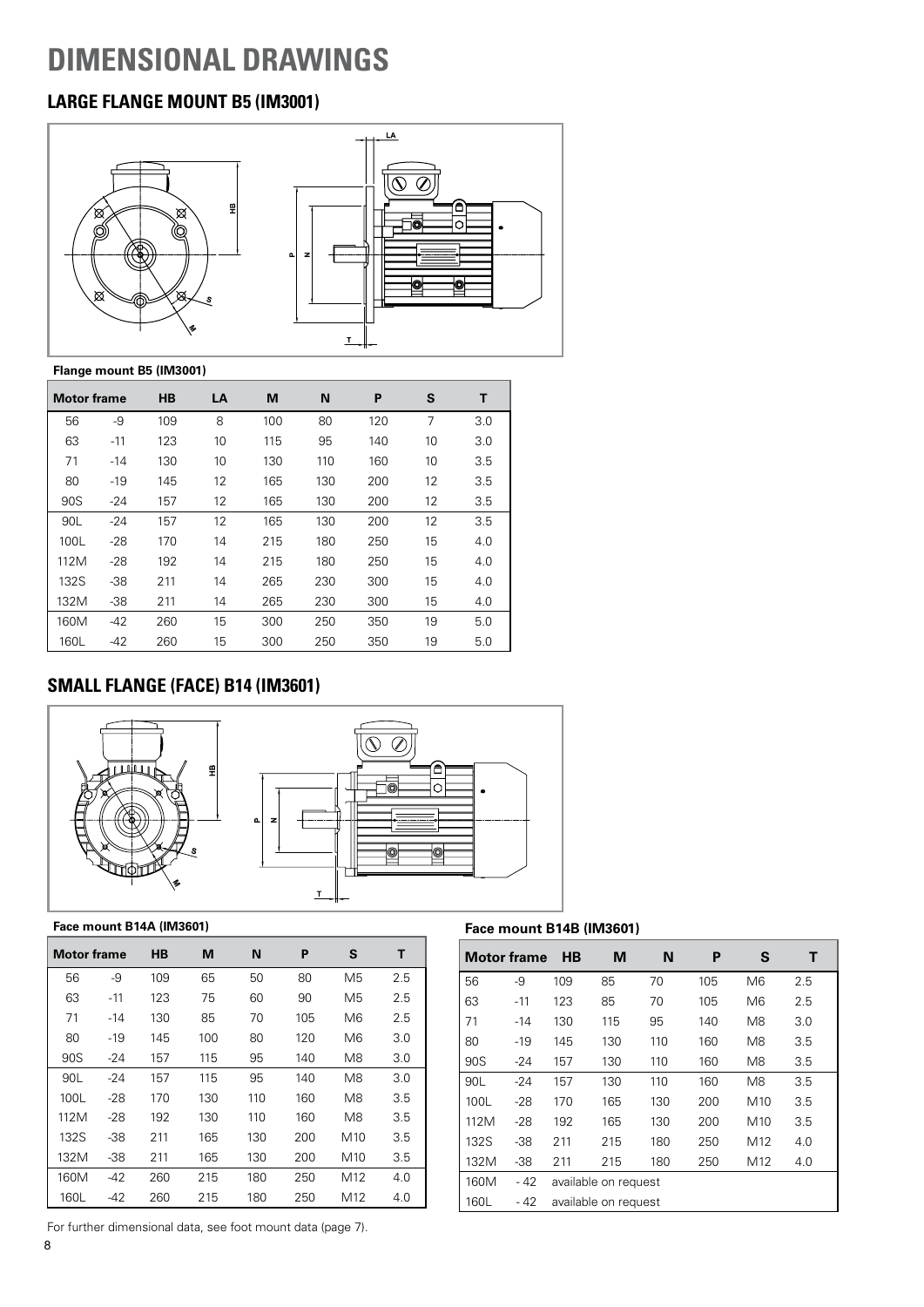# DIMENSIONAL DRAWINGS

## LARGE FLANGE MOUNT B5 (IM3001)

**Flange mount B5 (IM3001)**

| Motor frame | | HB | LA | M | N | P | S | T |
|---|---|---|---|---|---|---|---|---|
| 56 | -9 | 109 | 8 | 100 | 80 | 120 | 7 | 3.0 |
| 63 | -11 | 123 | 10 | 115 | 95 | 140 | 10 | 3.0 |
| 71 | -14 | 130 | 10 | 130 | 110 | 160 | 10 | 3.5 |
| 80 | -19 | 145 | 12 | 165 | 130 | 200 | 12 | 3.5 |
| 90S | -24 | 157 | 12 | 165 | 130 | 200 | 12 | 3.5 |
| 90L | -24 | 157 | 12 | 165 | 130 | 200 | 12 | 3.5 |
| 100L | -28 | 170 | 14 | 215 | 180 | 250 | 15 | 4.0 |
| 112M | -28 | 192 | 14 | 215 | 180 | 250 | 15 | 4.0 |
| 132S | -38 | 211 | 14 | 265 | 230 | 300 | 15 | 4.0 |
| 132M | -38 | 211 | 14 | 265 | 230 | 300 | 15 | 4.0 |
| 160M | -42 | 260 | 15 | 300 | 250 | 350 | 19 | 5.0 |
| 160L | -42 | 260 | 15 | 300 | 250 | 350 | 19 | 5.0 |

## SMALL FLANGE (FACE) B14 (IM3601)

**Face mount B14A (IM3601)**

| Motor frame | | HB | M | N | P | S | T |
|---|---|---|---|---|---|---|---|
| 56 | -9 | 109 | 65 | 50 | 80 | M5 | 2.5 |
| 63 | -11 | 123 | 75 | 60 | 90 | M5 | 2.5 |
| 71 | -14 | 130 | 85 | 70 | 105 | M6 | 2.5 |
| 80 | -19 | 145 | 100 | 80 | 120 | M6 | 3.0 |
| 90S | -24 | 157 | 115 | 95 | 140 | M8 | 3.0 |
| 90L | -24 | 157 | 115 | 95 | 140 | M8 | 3.0 |
| 100L | -28 | 170 | 130 | 110 | 160 | M8 | 3.5 |
| 112M | -28 | 192 | 130 | 110 | 160 | M8 | 3.5 |
| 132S | -38 | 211 | 165 | 130 | 200 | M10 | 3.5 |
| 132M | -38 | 211 | 165 | 130 | 200 | M10 | 3.5 |
| 160M | -42 | 260 | 215 | 180 | 250 | M12 | 4.0 |
| 160L | -42 | 260 | 215 | 180 | 250 | M12 | 4.0 |

**Face mount B14B (IM3601)**

| Motor frame | | HB | M | N | P | S | T |
|---|---|---|---|---|---|---|---|
| 56 | -9 | 109 | 85 | 70 | 105 | M6 | 2.5 |
| 63 | -11 | 123 | 85 | 70 | 105 | M6 | 2.5 |
| 71 | -14 | 130 | 115 | 95 | 140 | M8 | 3.0 |
| 80 | -19 | 145 | 130 | 110 | 160 | M8 | 3.5 |
| 90S | -24 | 157 | 130 | 110 | 160 | M8 | 3.5 |
| 90L | -24 | 157 | 130 | 110 | 160 | M8 | 3.5 |
| 100L | -28 | 170 | 165 | 130 | 200 | M10 | 3.5 |
| 112M | -28 | 192 | 165 | 130 | 200 | M10 | 3.5 |
| 132S | -38 | 211 | 215 | 180 | 250 | M12 | 4.0 |
| 132M | -38 | 211 | 215 | 180 | 250 | M12 | 4.0 |
| 160M | - 42 | available on request | | | | | |
| 160L | - 42 | available on request | | | | | |

For further dimensional data, see foot mount data (page 7).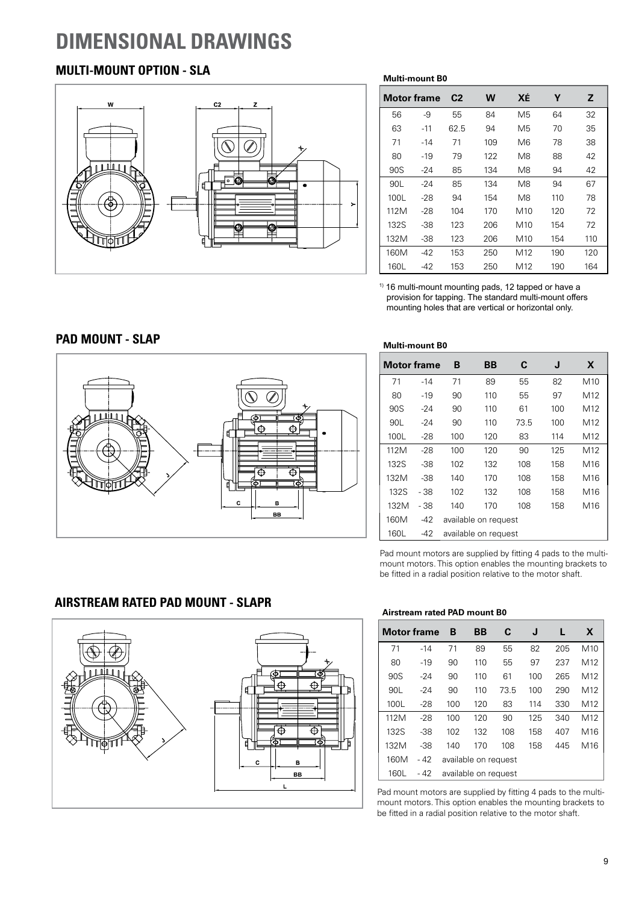# DIMENSIONAL DRAWINGS

## MULTI-MOUNT OPTION - SLA

**Multi-mount B0**

| Motor frame | | C2 | W | XÉ | Y | Z |
|---|---|---|---|---|---|---|
| 56 | -9 | 55 | 84 | M5 | 64 | 32 |
| 63 | -11 | 62.5 | 94 | M5 | 70 | 35 |
| 71 | -14 | 71 | 109 | M6 | 78 | 38 |
| 80 | -19 | 79 | 122 | M8 | 88 | 42 |
| 90S | -24 | 85 | 134 | M8 | 94 | 42 |
| 90L | -24 | 85 | 134 | M8 | 94 | 67 |
| 100L | -28 | 94 | 154 | M8 | 110 | 78 |
| 112M | -28 | 104 | 170 | M10 | 120 | 72 |
| 132S | -38 | 123 | 206 | M10 | 154 | 72 |
| 132M | -38 | 123 | 206 | M10 | 154 | 110 |
| 160M | -42 | 153 | 250 | M12 | 190 | 120 |
| 160L | -42 | 153 | 250 | M12 | 190 | 164 |

[1] 16 multi-mount mounting pads, 12 tapped or have a provision for tapping. The standard multi-mount offers mounting holes that are vertical or horizontal only.

## PAD MOUNT - SLAP

**Multi-mount B0**

| Motor frame | | B | BB | C | J | X |
|---|---|---|---|---|---|---|
| 71 | -14 | 71 | 89 | 55 | 82 | M10 |
| 80 | -19 | 90 | 110 | 55 | 97 | M12 |
| 90S | -24 | 90 | 110 | 61 | 100 | M12 |
| 90L | -24 | 90 | 110 | 73.5 | 100 | M12 |
| 100L | -28 | 100 | 120 | 83 | 114 | M12 |
| 112M | -28 | 100 | 120 | 90 | 125 | M12 |
| 132S | -38 | 102 | 132 | 108 | 158 | M16 |
| 132M | -38 | 140 | 170 | 108 | 158 | M16 |
| 132S | - 38 | 102 | 132 | 108 | 158 | M16 |
| 132M | - 38 | 140 | 170 | 108 | 158 | M16 |
| 160M | -42 | available on request | | | | |
| 160L | -42 | available on request | | | | |

Pad mount motors are supplied by fitting 4 pads to the multi-mount motors. This option enables the mounting brackets to be fitted in a radial position relative to the motor shaft.

## AIRSTREAM RATED PAD MOUNT - SLAPR

**Airstream rated PAD mount B0**

| Motor frame | | B | BB | C | J | L | X |
|---|---|---|---|---|---|---|---|
| 71 | -14 | 71 | 89 | 55 | 82 | 205 | M10 |
| 80 | -19 | 90 | 110 | 55 | 97 | 237 | M12 |
| 90S | -24 | 90 | 110 | 61 | 100 | 265 | M12 |
| 90L | -24 | 90 | 110 | 73.5 | 100 | 290 | M12 |
| 100L | -28 | 100 | 120 | 83 | 114 | 330 | M12 |
| 112M | -28 | 100 | 120 | 90 | 125 | 340 | M12 |
| 132S | -38 | 102 | 132 | 108 | 158 | 407 | M16 |
| 132M | -38 | 140 | 170 | 108 | 158 | 445 | M16 |
| 160M | - 42 | available on request | | | | | |
| 160L | - 42 | available on request | | | | | |

Pad mount motors are supplied by fitting 4 pads to the multi-mount motors. This option enables the mounting brackets to be fitted in a radial position relative to the motor shaft.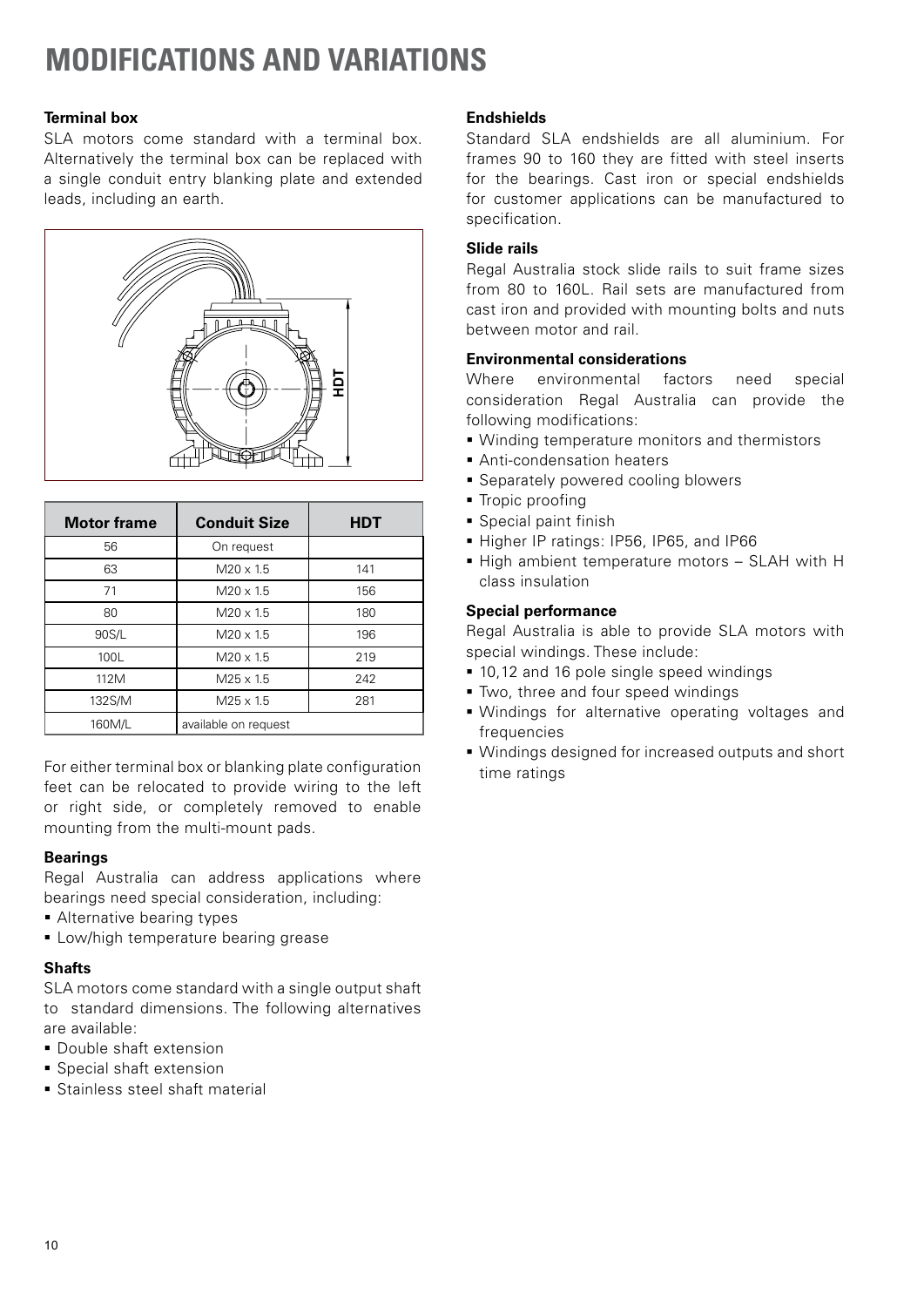# MODIFICATIONS AND VARIATIONS

### Terminal box

SLA motors come standard with a terminal box. Alternatively the terminal box can be replaced with a single conduit entry blanking plate and extended leads, including an earth.

| Motor frame | Conduit Size | HDT |
|---|---|---|
| 56 | On request | |
| 63 | M20 x 1.5 | 141 |
| 71 | M20 x 1.5 | 156 |
| 80 | M20 x 1.5 | 180 |
| 90S/L | M20 x 1.5 | 196 |
| 100L | M20 x 1.5 | 219 |
| 112M | M25 x 1.5 | 242 |
| 132S/M | M25 x 1.5 | 281 |
| 160M/L | available on request | |

For either terminal box or blanking plate configuration feet can be relocated to provide wiring to the left or right side, or completely removed to enable mounting from the multi-mount pads.

### Bearings

Regal Australia can address applications where bearings need special consideration, including:

- Alternative bearing types
- Low/high temperature bearing grease

### Shafts

SLA motors come standard with a single output shaft to standard dimensions. The following alternatives are available:

- Double shaft extension
- Special shaft extension
- Stainless steel shaft material

### Endshields

Standard SLA endshields are all aluminium. For frames 90 to 160 they are fitted with steel inserts for the bearings. Cast iron or special endshields for customer applications can be manufactured to specification.

### Slide rails

Regal Australia stock slide rails to suit frame sizes from 80 to 160L. Rail sets are manufactured from cast iron and provided with mounting bolts and nuts between motor and rail.

### Environmental considerations

Where environmental factors need special consideration Regal Australia can provide the following modifications:

- Winding temperature monitors and thermistors
- Anti-condensation heaters
- Separately powered cooling blowers
- Tropic proofing
- Special paint finish
- Higher IP ratings: IP56, IP65, and IP66
- High ambient temperature motors – SLAH with H class insulation

### Special performance

Regal Australia is able to provide SLA motors with special windings. These include:

- 10,12 and 16 pole single speed windings
- Two, three and four speed windings
- Windings for alternative operating voltages and frequencies
- Windings designed for increased outputs and short time ratings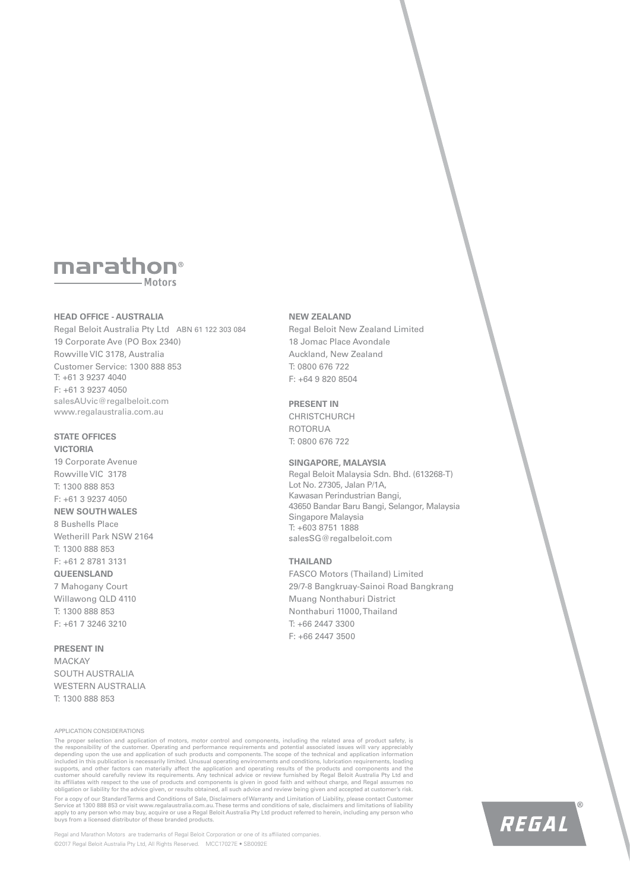marathon® Motors

### HEAD OFFICE - AUSTRALIA

Regal Beloit Australia Pty Ltd ABN 61 122 303 084
19 Corporate Ave (PO Box 2340)
Rowville VIC 3178, Australia
Customer Service: 1300 888 853
T: +61 3 9237 4040
F: +61 3 9237 4050
salesAUvic@regalbeloit.com
www.regalaustralia.com.au

### STATE OFFICES

**VICTORIA**
19 Corporate Avenue
Rowville VIC 3178
T: 1300 888 853
F: +61 3 9237 4050

**NEW SOUTH WALES**
8 Bushells Place
Wetherill Park NSW 2164
T: 1300 888 853
F: +61 2 8781 3131

**QUEENSLAND**
7 Mahogany Court
Willawong QLD 4110
T: 1300 888 853
F: +61 7 3246 3210

### PRESENT IN

MACKAY
SOUTH AUSTRALIA
WESTERN AUSTRALIA
T: 1300 888 853

### NEW ZEALAND

Regal Beloit New Zealand Limited
18 Jomac Place Avondale
Auckland, New Zealand
T: 0800 676 722
F: +64 9 820 8504

### PRESENT IN

CHRISTCHURCH
ROTORUA
T: 0800 676 722

### SINGAPORE, MALAYSIA

Regal Beloit Malaysia Sdn. Bhd. (613268-T)
Lot No. 27305, Jalan P/1A,
Kawasan Perindustrian Bangi,
43650 Bandar Baru Bangi, Selangor, Malaysia
Singapore Malaysia
T: +603 8751 1888
salesSG@regalbeloit.com

### THAILAND

FASCO Motors (Thailand) Limited
29/7-8 Bangkruay-Sainoi Road Bangkrang
Muang Nonthaburi District
Nonthaburi 11000, Thailand
T: +66 2447 3300
F: +66 2447 3500

APPLICATION CONSIDERATIONS

The proper selection and application of motors, motor control and components, including the related area of product safety, is the responsibility of the customer. Operating and performance requirements and potential associated issues will vary appreciably depending upon the use and application of such products and components. The scope of the technical and application information included in this publication is necessarily limited. Unusual operating environments and conditions, lubrication requirements, loading supports, and other factors can materially affect the application and operating results of the products and components and the customer should carefully review its requirements. Any technical advice or review furnished by Regal Beloit Australia Pty Ltd and its affiliates with respect to the use of products and components is given in good faith and without charge, and Regal assumes no obligation or liability for the advice given, or results obtained, all such advice and review being given and accepted at customer's risk.

For a copy of our Standard Terms and Conditions of Sale, Disclaimers of Warranty and Limitation of Liability, please contact Customer Service at 1300 888 853 or visit www.regalaustralia.com.au. These terms and conditions of sale, disclaimers and limitations of liability apply to any person who may buy, acquire or use a Regal Beloit Australia Pty Ltd product referred to herein, including any person who buys from a licensed distributor of these branded products.

Regal and Marathon Motors are trademarks of Regal Beloit Corporation or one of its affiliated companies.
©2017 Regal Beloit Australia Pty Ltd, All Rights Reserved. MCC17027E • SB0092E

REGAL®